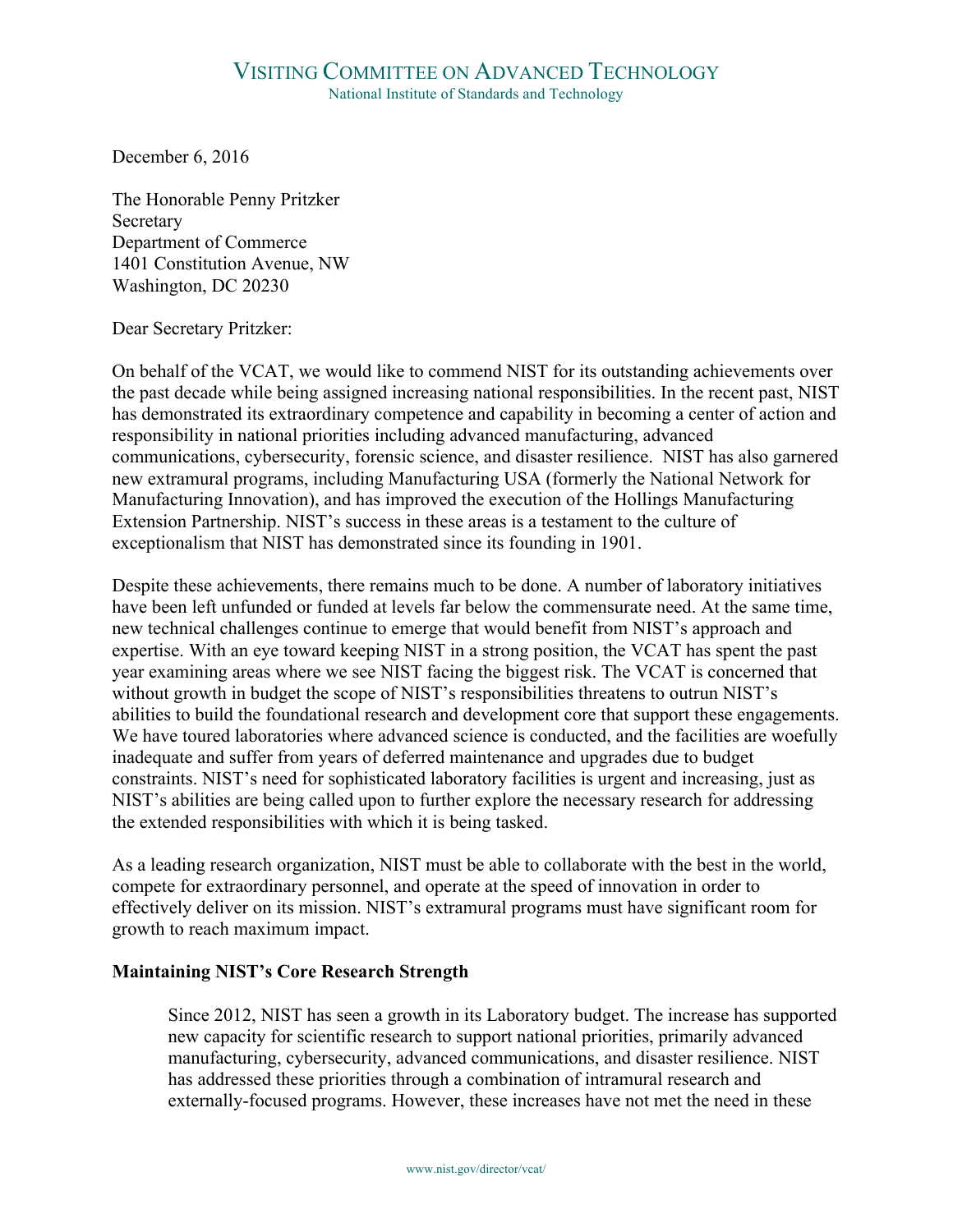# Visiting Committee on Advanced Technology

National Institute of Standards and Technology

December 6, 2016

The Honorable Penny Pritzker
Secretary
Department of Commerce
1401 Constitution Avenue, NW
Washington, DC 20230

Dear Secretary Pritzker:

On behalf of the VCAT, we would like to commend NIST for its outstanding achievements over the past decade while being assigned increasing national responsibilities. In the recent past, NIST has demonstrated its extraordinary competence and capability in becoming a center of action and responsibility in national priorities including advanced manufacturing, advanced communications, cybersecurity, forensic science, and disaster resilience. NIST has also garnered new extramural programs, including Manufacturing USA (formerly the National Network for Manufacturing Innovation), and has improved the execution of the Hollings Manufacturing Extension Partnership. NIST's success in these areas is a testament to the culture of exceptionalism that NIST has demonstrated since its founding in 1901.

Despite these achievements, there remains much to be done. A number of laboratory initiatives have been left unfunded or funded at levels far below the commensurate need. At the same time, new technical challenges continue to emerge that would benefit from NIST's approach and expertise. With an eye toward keeping NIST in a strong position, the VCAT has spent the past year examining areas where we see NIST facing the biggest risk. The VCAT is concerned that without growth in budget the scope of NIST's responsibilities threatens to outrun NIST's abilities to build the foundational research and development core that support these engagements. We have toured laboratories where advanced science is conducted, and the facilities are woefully inadequate and suffer from years of deferred maintenance and upgrades due to budget constraints. NIST's need for sophisticated laboratory facilities is urgent and increasing, just as NIST's abilities are being called upon to further explore the necessary research for addressing the extended responsibilities with which it is being tasked.

As a leading research organization, NIST must be able to collaborate with the best in the world, compete for extraordinary personnel, and operate at the speed of innovation in order to effectively deliver on its mission. NIST's extramural programs must have significant room for growth to reach maximum impact.

**Maintaining NIST's Core Research Strength**

> Since 2012, NIST has seen a growth in its Laboratory budget. The increase has supported new capacity for scientific research to support national priorities, primarily advanced manufacturing, cybersecurity, advanced communications, and disaster resilience. NIST has addressed these priorities through a combination of intramural research and externally-focused programs. However, these increases have not met the need in these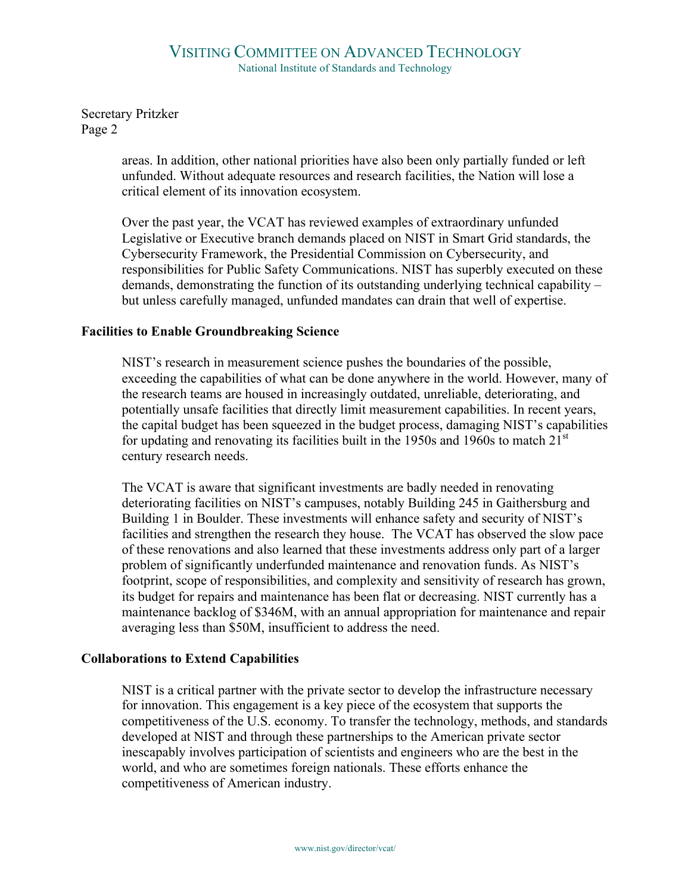Secretary Pritzker
Page 2

areas. In addition, other national priorities have also been only partially funded or left unfunded. Without adequate resources and research facilities, the Nation will lose a critical element of its innovation ecosystem.

Over the past year, the VCAT has reviewed examples of extraordinary unfunded Legislative or Executive branch demands placed on NIST in Smart Grid standards, the Cybersecurity Framework, the Presidential Commission on Cybersecurity, and responsibilities for Public Safety Communications. NIST has superbly executed on these demands, demonstrating the function of its outstanding underlying technical capability – but unless carefully managed, unfunded mandates can drain that well of expertise.

**Facilities to Enable Groundbreaking Science**

NIST's research in measurement science pushes the boundaries of the possible, exceeding the capabilities of what can be done anywhere in the world. However, many of the research teams are housed in increasingly outdated, unreliable, deteriorating, and potentially unsafe facilities that directly limit measurement capabilities. In recent years, the capital budget has been squeezed in the budget process, damaging NIST's capabilities for updating and renovating its facilities built in the 1950s and 1960s to match 21st century research needs.

The VCAT is aware that significant investments are badly needed in renovating deteriorating facilities on NIST's campuses, notably Building 245 in Gaithersburg and Building 1 in Boulder. These investments will enhance safety and security of NIST's facilities and strengthen the research they house. The VCAT has observed the slow pace of these renovations and also learned that these investments address only part of a larger problem of significantly underfunded maintenance and renovation funds. As NIST's footprint, scope of responsibilities, and complexity and sensitivity of research has grown, its budget for repairs and maintenance has been flat or decreasing. NIST currently has a maintenance backlog of $346M, with an annual appropriation for maintenance and repair averaging less than $50M, insufficient to address the need.

**Collaborations to Extend Capabilities**

NIST is a critical partner with the private sector to develop the infrastructure necessary for innovation. This engagement is a key piece of the ecosystem that supports the competitiveness of the U.S. economy. To transfer the technology, methods, and standards developed at NIST and through these partnerships to the American private sector inescapably involves participation of scientists and engineers who are the best in the world, and who are sometimes foreign nationals. These efforts enhance the competitiveness of American industry.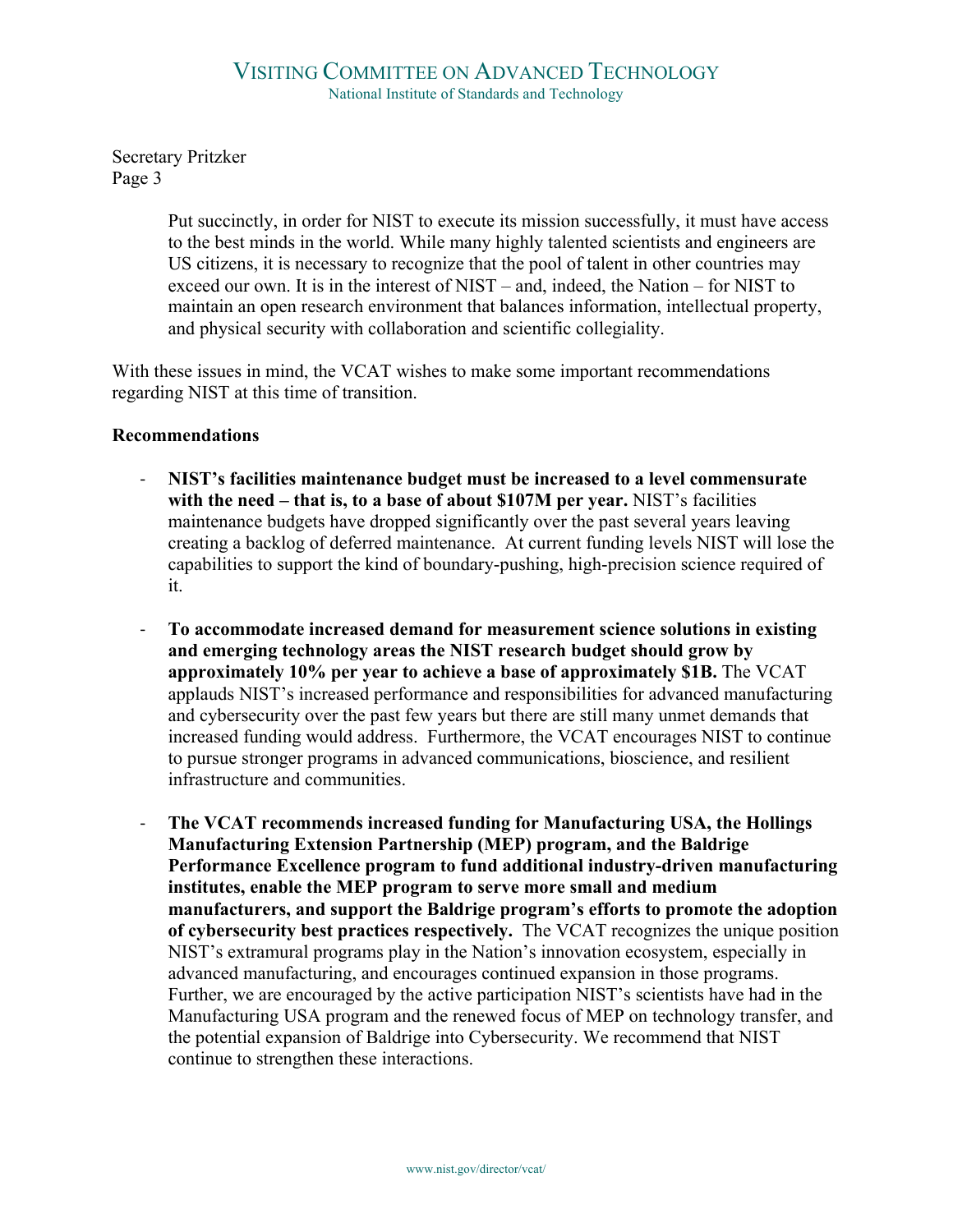Secretary Pritzker

> Put succinctly, in order for NIST to execute its mission successfully, it must have access to the best minds in the world. While many highly talented scientists and engineers are US citizens, it is necessary to recognize that the pool of talent in other countries may exceed our own. It is in the interest of NIST – and, indeed, the Nation – for NIST to maintain an open research environment that balances information, intellectual property, and physical security with collaboration and scientific collegiality.

With these issues in mind, the VCAT wishes to make some important recommendations regarding NIST at this time of transition.

**Recommendations**

- **NIST's facilities maintenance budget must be increased to a level commensurate with the need – that is, to a base of about $107M per year.** NIST's facilities maintenance budgets have dropped significantly over the past several years leaving creating a backlog of deferred maintenance. At current funding levels NIST will lose the capabilities to support the kind of boundary-pushing, high-precision science required of it.

- **To accommodate increased demand for measurement science solutions in existing and emerging technology areas the NIST research budget should grow by approximately 10% per year to achieve a base of approximately $1B.** The VCAT applauds NIST's increased performance and responsibilities for advanced manufacturing and cybersecurity over the past few years but there are still many unmet demands that increased funding would address. Furthermore, the VCAT encourages NIST to continue to pursue stronger programs in advanced communications, bioscience, and resilient infrastructure and communities.

- **The VCAT recommends increased funding for Manufacturing USA, the Hollings Manufacturing Extension Partnership (MEP) program, and the Baldrige Performance Excellence program to fund additional industry-driven manufacturing institutes, enable the MEP program to serve more small and medium manufacturers, and support the Baldrige program's efforts to promote the adoption of cybersecurity best practices respectively.** The VCAT recognizes the unique position NIST's extramural programs play in the Nation's innovation ecosystem, especially in advanced manufacturing, and encourages continued expansion in those programs. Further, we are encouraged by the active participation NIST's scientists have had in the Manufacturing USA program and the renewed focus of MEP on technology transfer, and the potential expansion of Baldrige into Cybersecurity. We recommend that NIST continue to strengthen these interactions.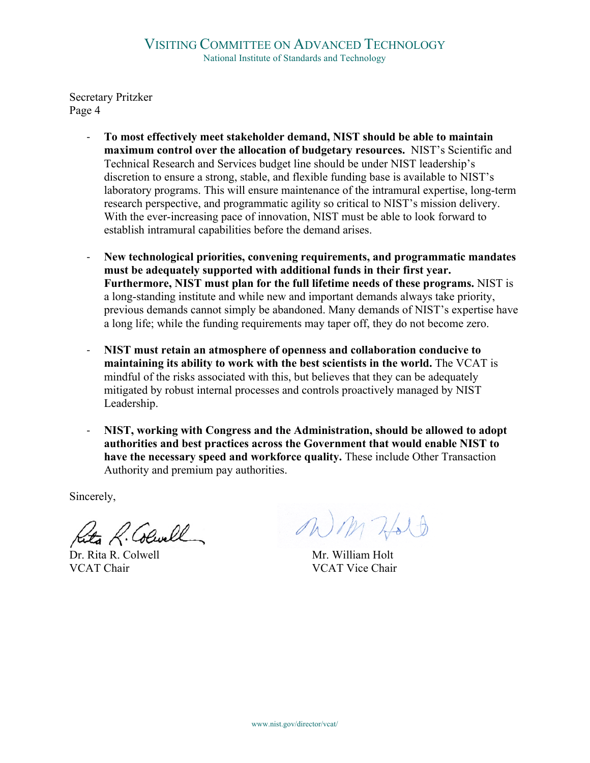Secretary Pritzker

- **To most effectively meet stakeholder demand, NIST should be able to maintain maximum control over the allocation of budgetary resources.** NIST's Scientific and Technical Research and Services budget line should be under NIST leadership's discretion to ensure a strong, stable, and flexible funding base is available to NIST's laboratory programs. This will ensure maintenance of the intramural expertise, long-term research perspective, and programmatic agility so critical to NIST's mission delivery. With the ever-increasing pace of innovation, NIST must be able to look forward to establish intramural capabilities before the demand arises.

- **New technological priorities, convening requirements, and programmatic mandates must be adequately supported with additional funds in their first year. Furthermore, NIST must plan for the full lifetime needs of these programs.** NIST is a long-standing institute and while new and important demands always take priority, previous demands cannot simply be abandoned. Many demands of NIST's expertise have a long life; while the funding requirements may taper off, they do not become zero.

- **NIST must retain an atmosphere of openness and collaboration conducive to maintaining its ability to work with the best scientists in the world.** The VCAT is mindful of the risks associated with this, but believes that they can be adequately mitigated by robust internal processes and controls proactively managed by NIST Leadership.

- **NIST, working with Congress and the Administration, should be allowed to adopt authorities and best practices across the Government that would enable NIST to have the necessary speed and workforce quality.** These include Other Transaction Authority and premium pay authorities.

Sincerely,

Dr. Rita R. Colwell
VCAT Chair

Mr. William Holt
VCAT Vice Chair